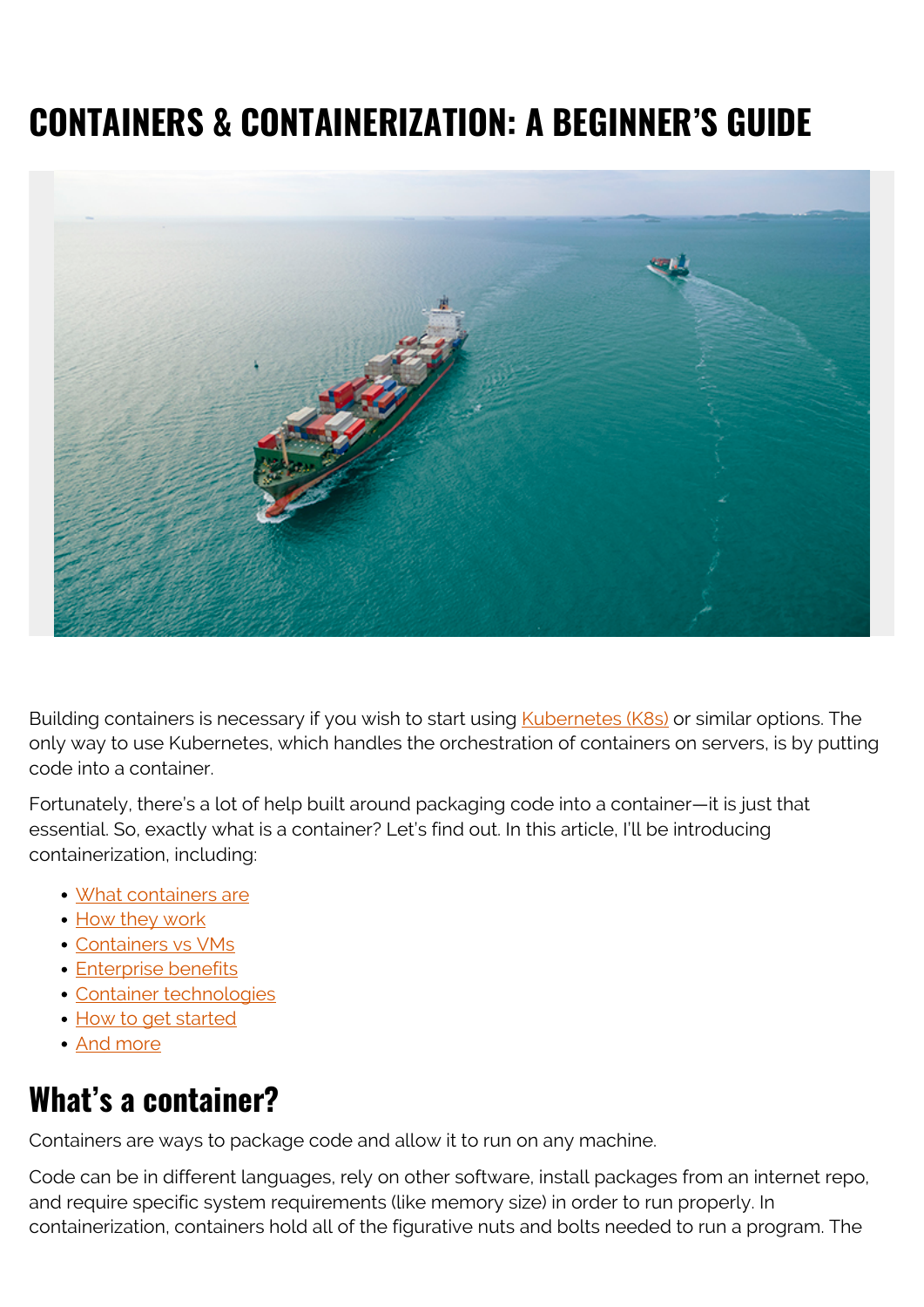# CONTAINERS & CONTAINERIZATION: A BEGINNER'S GUIDE

Building containers is necessary if you wish to start using Kubernetes (K8s) or similar options. The only way to use Kubernetes, which handles the orchestration of containers on servers, is by putting code into a container.

Fortunately, there's a lot of help built around packaging code into a container—it is just that essential. So, exactly what is a container? Let's find out. In this article, I'll be introducing containerization, including:

- What containers are
- How they work
- Containers vs VMs
- Enterprise benefits
- Container technologies
- How to get started
- And more

## What's a container?

Containers are ways to package code and allow it to run on any machine.

Code can be in different languages, rely on other software, install packages from an internet repo, and require specific system requirements (like memory size) in order to run properly. In containerization, containers hold all of the figurative nuts and bolts needed to run a program. The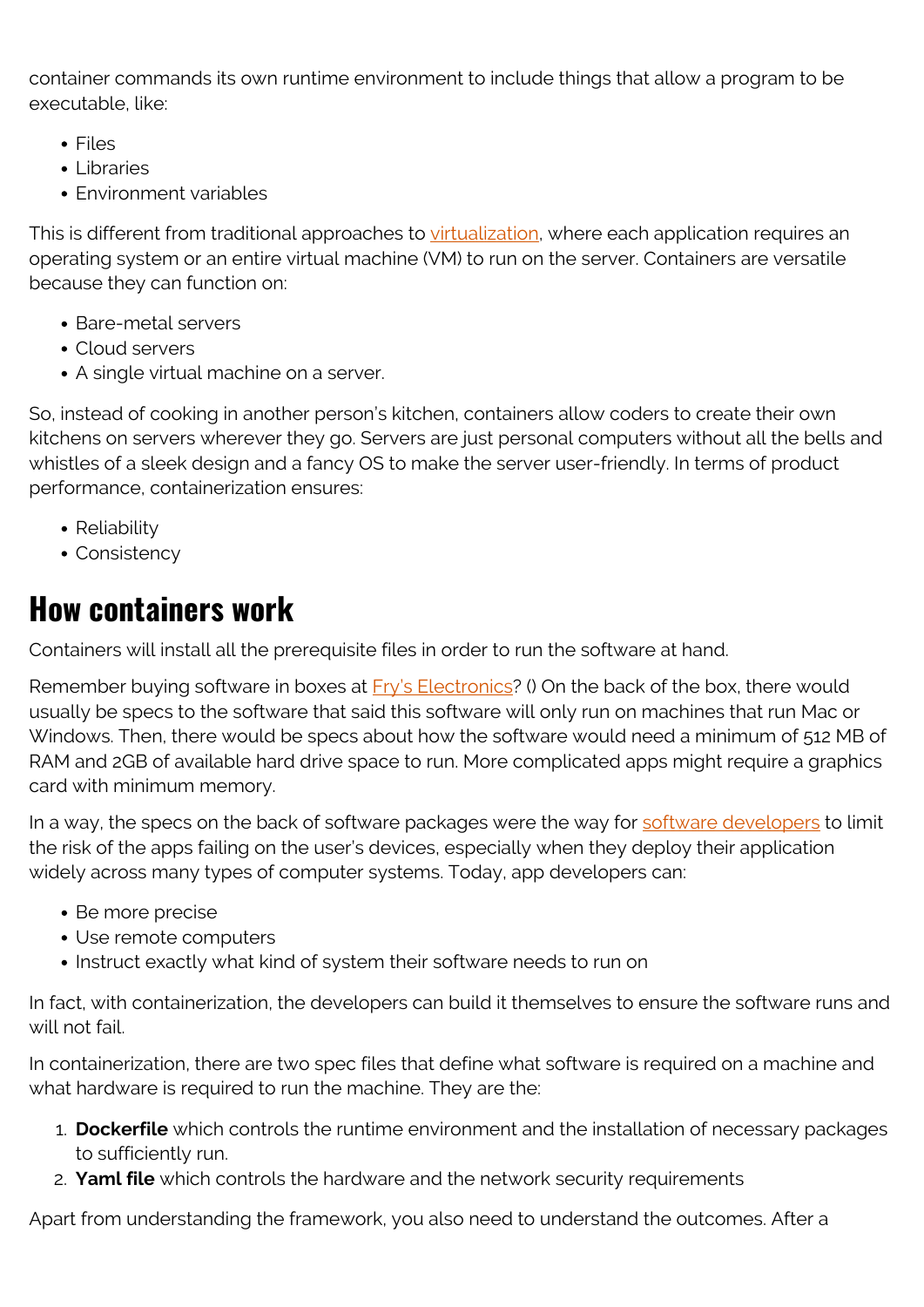container commands its own runtime environment to include things that allow a program to be executable, like:

- Files
- Libraries
- Environment variables

This is different from traditional approaches to virtualization, where each application requires an operating system or an entire virtual machine (VM) to run on the server. Containers are versatile because they can function on:

- Bare-metal servers
- Cloud servers
- A single virtual machine on a server.

So, instead of cooking in another person's kitchen, containers allow coders to create their own kitchens on servers wherever they go. Servers are just personal computers without all the bells and whistles of a sleek design and a fancy OS to make the server user-friendly. In terms of product performance, containerization ensures:

- Reliability
- Consistency

## How containers work

Containers will install all the prerequisite files in order to run the software at hand.

Remember buying software in boxes at Fry's Electronics? () On the back of the box, there would usually be specs to the software that said this software will only run on machines that run Mac or Windows. Then, there would be specs about how the software would need a minimum of 512 MB of RAM and 2GB of available hard drive space to run. More complicated apps might require a graphics card with minimum memory.

In a way, the specs on the back of software packages were the way for software developers to limit the risk of the apps failing on the user's devices, especially when they deploy their application widely across many types of computer systems. Today, app developers can:

- Be more precise
- Use remote computers
- Instruct exactly what kind of system their software needs to run on

In fact, with containerization, the developers can build it themselves to ensure the software runs and will not fail.

In containerization, there are two spec files that define what software is required on a machine and what hardware is required to run the machine. They are the:

1. **Dockerfile** which controls the runtime environment and the installation of necessary packages to sufficiently run.
2. **Yaml file** which controls the hardware and the network security requirements

Apart from understanding the framework, you also need to understand the outcomes. After a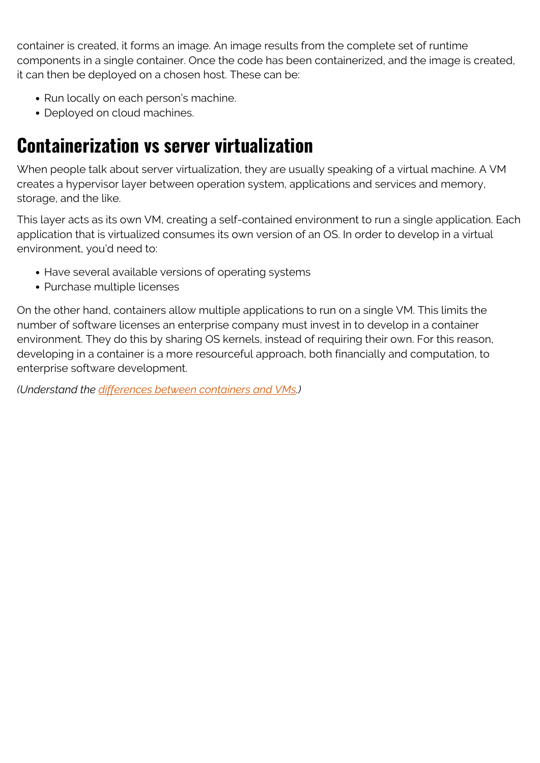container is created, it forms an image. An image results from the complete set of runtime components in a single container. Once the code has been containerized, and the image is created, it can then be deployed on a chosen host. These can be:

- Run locally on each person's machine.
- Deployed on cloud machines.

## Containerization vs server virtualization

When people talk about server virtualization, they are usually speaking of a virtual machine. A VM creates a hypervisor layer between operation system, applications and services and memory, storage, and the like.

This layer acts as its own VM, creating a self-contained environment to run a single application. Each application that is virtualized consumes its own version of an OS. In order to develop in a virtual environment, you'd need to:

- Have several available versions of operating systems
- Purchase multiple licenses

On the other hand, containers allow multiple applications to run on a single VM. This limits the number of software licenses an enterprise company must invest in to develop in a container environment. They do this by sharing OS kernels, instead of requiring their own. For this reason, developing in a container is a more resourceful approach, both financially and computation, to enterprise software development.

*(Understand the [differences between containers and VMs](differences between containers and VMs).)*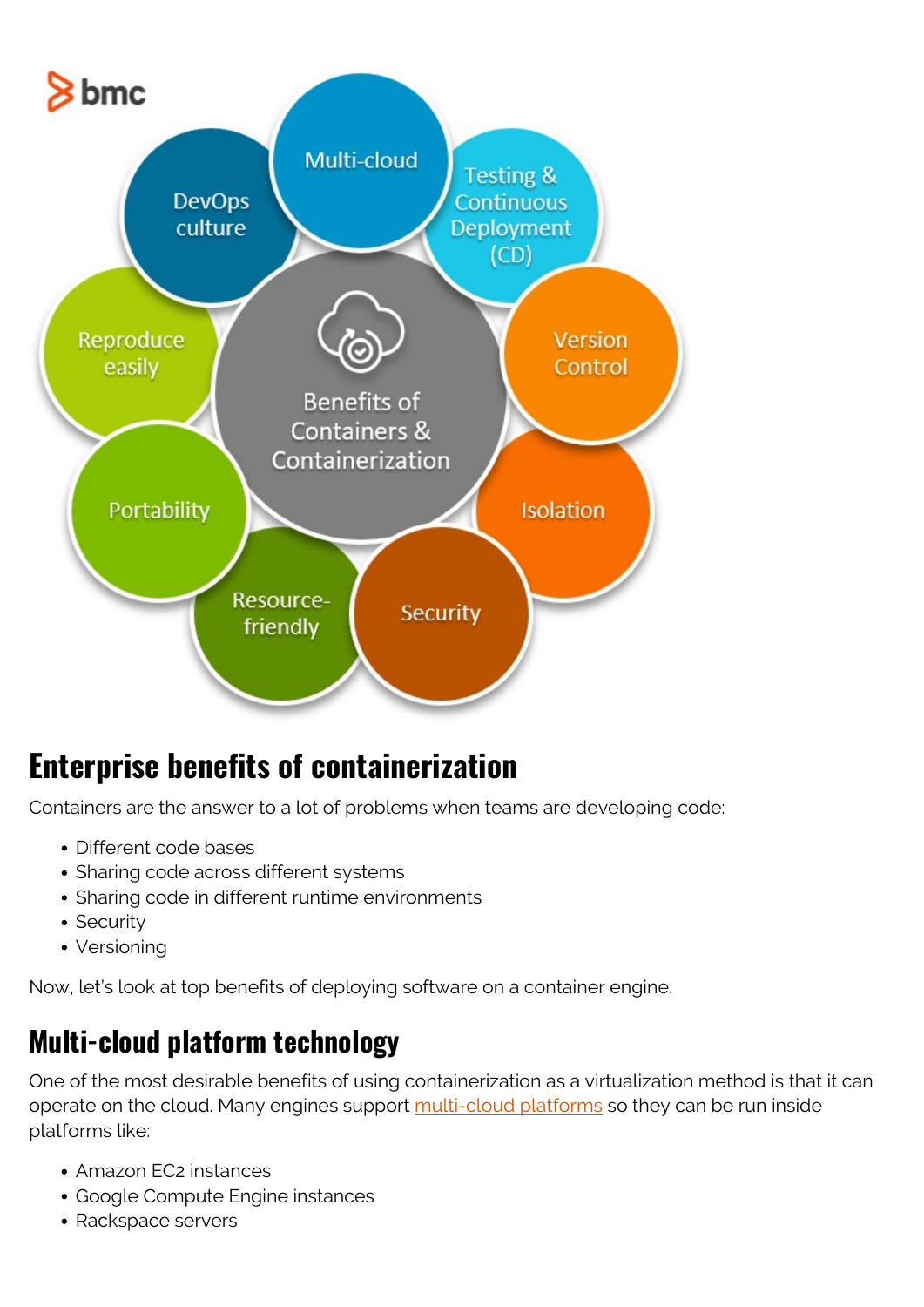## Enterprise benefits of containerization

Containers are the answer to a lot of problems when teams are developing code:

- Different code bases
- Sharing code across different systems
- Sharing code in different runtime environments
- Security
- Versioning

Now, let's look at top benefits of deploying software on a container engine.

## Multi-cloud platform technology

One of the most desirable benefits of using containerization as a virtualization method is that it can operate on the cloud. Many engines support multi-cloud platforms so they can be run inside platforms like:

- Amazon EC2 instances
- Google Compute Engine instances
- Rackspace servers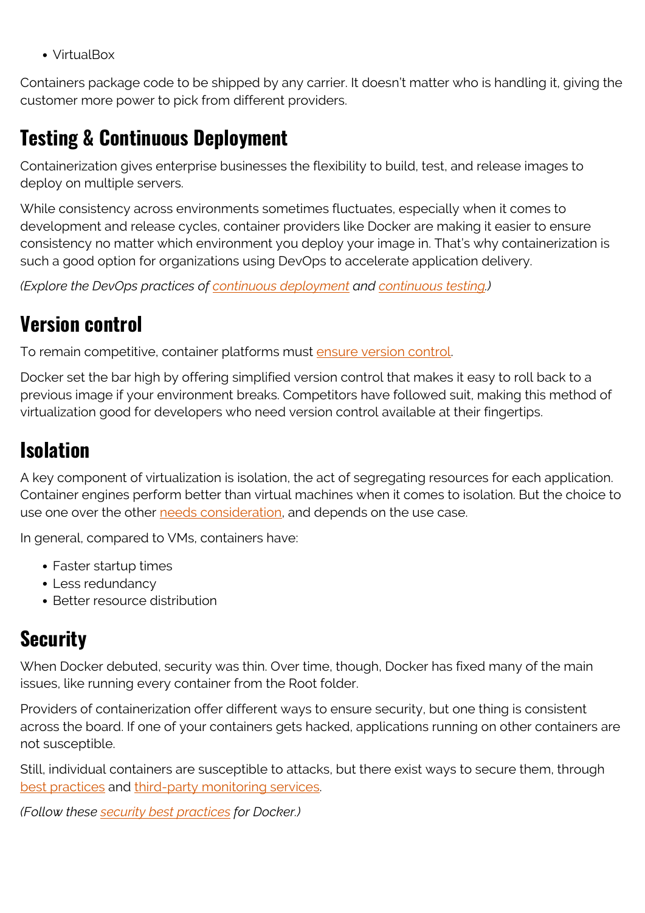- VirtualBox

Containers package code to be shipped by any carrier. It doesn't matter who is handling it, giving the customer more power to pick from different providers.

## Testing & Continuous Deployment

Containerization gives enterprise businesses the flexibility to build, test, and release images to deploy on multiple servers.

While consistency across environments sometimes fluctuates, especially when it comes to development and release cycles, container providers like Docker are making it easier to ensure consistency no matter which environment you deploy your image in. That's why containerization is such a good option for organizations using DevOps to accelerate application delivery.

*(Explore the DevOps practices of continuous deployment and continuous testing.)*

## Version control

To remain competitive, container platforms must ensure version control.

Docker set the bar high by offering simplified version control that makes it easy to roll back to a previous image if your environment breaks. Competitors have followed suit, making this method of virtualization good for developers who need version control available at their fingertips.

## Isolation

A key component of virtualization is isolation, the act of segregating resources for each application. Container engines perform better than virtual machines when it comes to isolation. But the choice to use one over the other needs consideration, and depends on the use case.

In general, compared to VMs, containers have:

- Faster startup times
- Less redundancy
- Better resource distribution

## Security

When Docker debuted, security was thin. Over time, though, Docker has fixed many of the main issues, like running every container from the Root folder.

Providers of containerization offer different ways to ensure security, but one thing is consistent across the board. If one of your containers gets hacked, applications running on other containers are not susceptible.

Still, individual containers are susceptible to attacks, but there exist ways to secure them, through best practices and third-party monitoring services.

*(Follow these security best practices for Docker.)*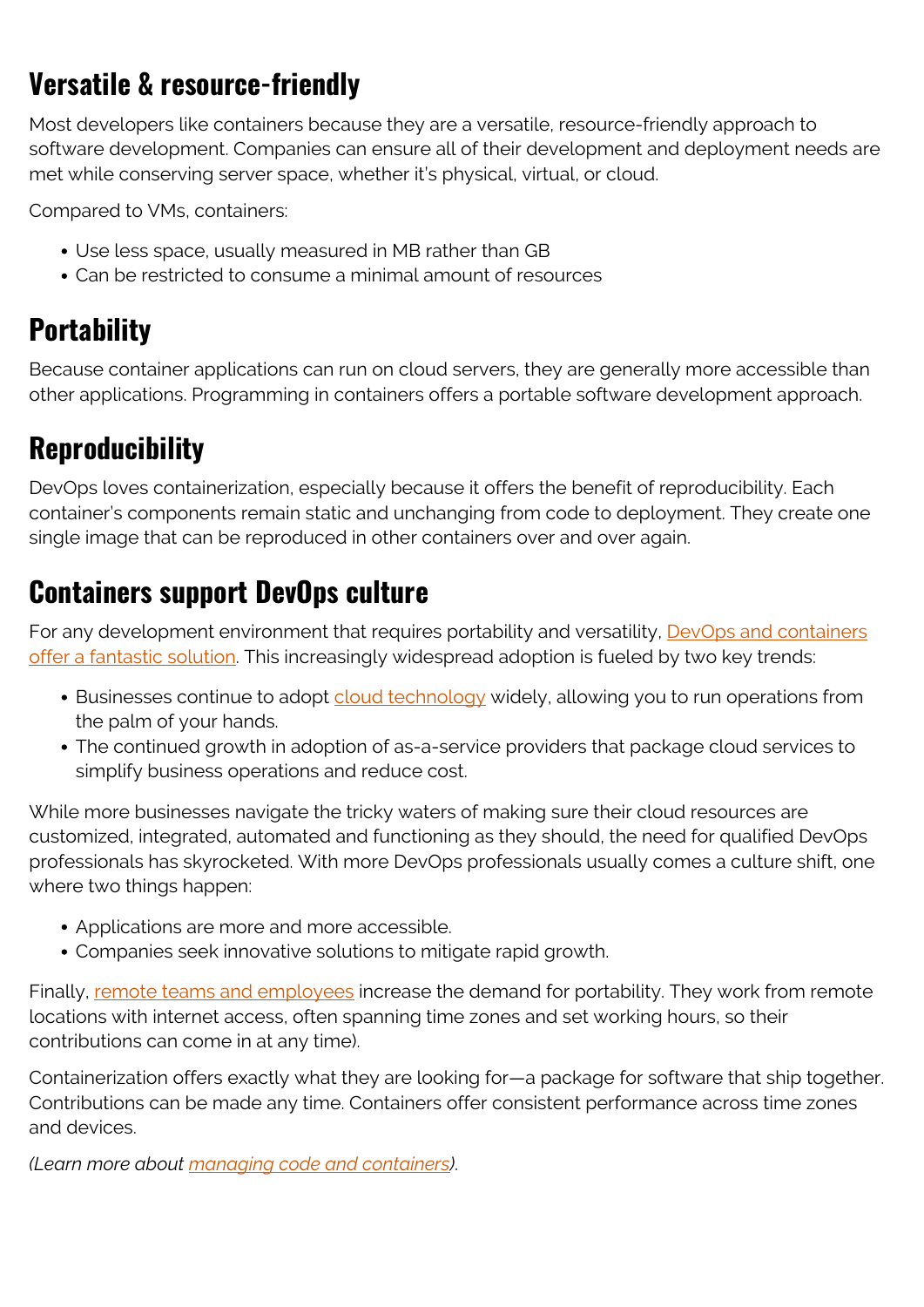## Versatile & resource-friendly

Most developers like containers because they are a versatile, resource-friendly approach to software development. Companies can ensure all of their development and deployment needs are met while conserving server space, whether it's physical, virtual, or cloud.

Compared to VMs, containers:

- Use less space, usually measured in MB rather than GB
- Can be restricted to consume a minimal amount of resources

## Portability

Because container applications can run on cloud servers, they are generally more accessible than other applications. Programming in containers offers a portable software development approach.

## Reproducibility

DevOps loves containerization, especially because it offers the benefit of reproducibility. Each container's components remain static and unchanging from code to deployment. They create one single image that can be reproduced in other containers over and over again.

## Containers support DevOps culture

For any development environment that requires portability and versatility, DevOps and containers offer a fantastic solution. This increasingly widespread adoption is fueled by two key trends:

- Businesses continue to adopt cloud technology widely, allowing you to run operations from the palm of your hands.
- The continued growth in adoption of as-a-service providers that package cloud services to simplify business operations and reduce cost.

While more businesses navigate the tricky waters of making sure their cloud resources are customized, integrated, automated and functioning as they should, the need for qualified DevOps professionals has skyrocketed. With more DevOps professionals usually comes a culture shift, one where two things happen:

- Applications are more and more accessible.
- Companies seek innovative solutions to mitigate rapid growth.

Finally, remote teams and employees increase the demand for portability. They work from remote locations with internet access, often spanning time zones and set working hours, so their contributions can come in at any time).

Containerization offers exactly what they are looking for—a package for software that ship together. Contributions can be made any time. Containers offer consistent performance across time zones and devices.

*(Learn more about managing code and containers).*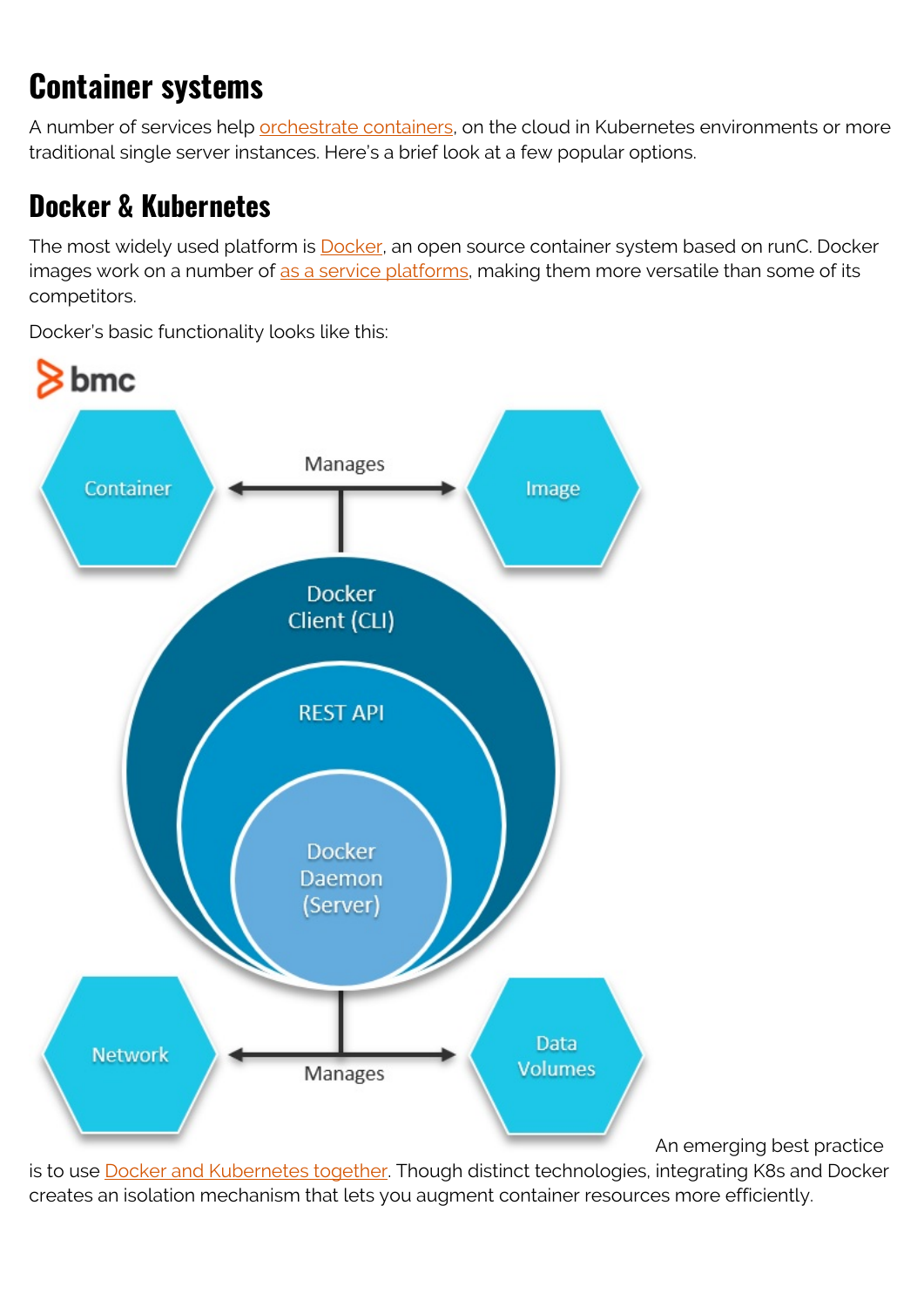## Container systems

A number of services help orchestrate containers, on the cloud in Kubernetes environments or more traditional single server instances. Here's a brief look at a few popular options.

## Docker & Kubernetes

The most widely used platform is Docker, an open source container system based on runC. Docker images work on a number of as a service platforms, making them more versatile than some of its competitors.

Docker's basic functionality looks like this:

An emerging best practice is to use Docker and Kubernetes together. Though distinct technologies, integrating K8s and Docker creates an isolation mechanism that lets you augment container resources more efficiently.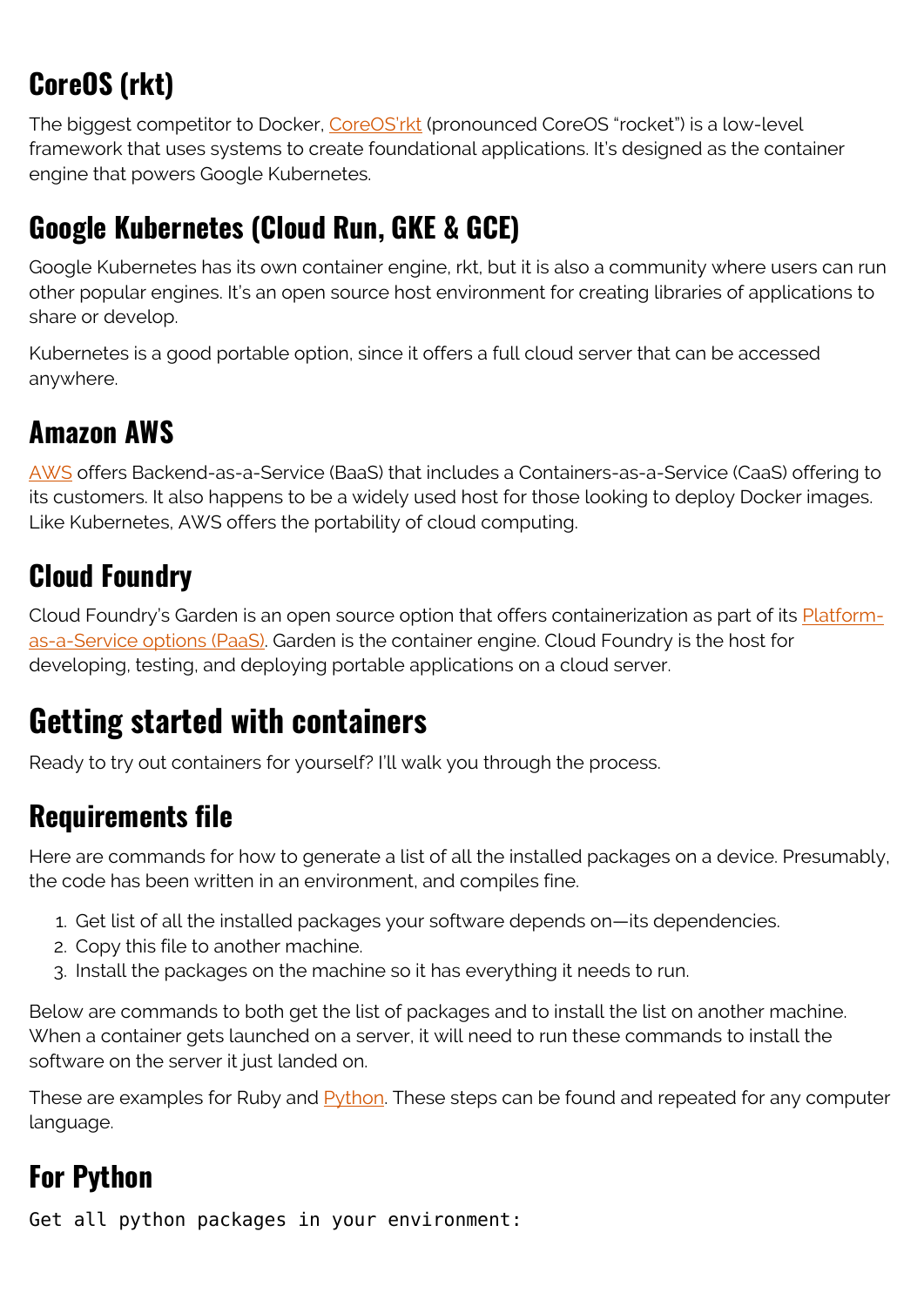## CoreOS (rkt)

The biggest competitor to Docker, CoreOS'rkt (pronounced CoreOS "rocket") is a low-level framework that uses systems to create foundational applications. It's designed as the container engine that powers Google Kubernetes.

## Google Kubernetes (Cloud Run, GKE & GCE)

Google Kubernetes has its own container engine, rkt, but it is also a community where users can run other popular engines. It's an open source host environment for creating libraries of applications to share or develop.

Kubernetes is a good portable option, since it offers a full cloud server that can be accessed anywhere.

## Amazon AWS

AWS offers Backend-as-a-Service (BaaS) that includes a Containers-as-a-Service (CaaS) offering to its customers. It also happens to be a widely used host for those looking to deploy Docker images. Like Kubernetes, AWS offers the portability of cloud computing.

## Cloud Foundry

Cloud Foundry's Garden is an open source option that offers containerization as part of its Platform-as-a-Service options (PaaS). Garden is the container engine. Cloud Foundry is the host for developing, testing, and deploying portable applications on a cloud server.

# Getting started with containers

Ready to try out containers for yourself? I'll walk you through the process.

## Requirements file

Here are commands for how to generate a list of all the installed packages on a device. Presumably, the code has been written in an environment, and compiles fine.

1. Get list of all the installed packages your software depends on—its dependencies.
2. Copy this file to another machine.
3. Install the packages on the machine so it has everything it needs to run.

Below are commands to both get the list of packages and to install the list on another machine. When a container gets launched on a server, it will need to run these commands to install the software on the server it just landed on.

These are examples for Ruby and Python. These steps can be found and repeated for any computer language.

## For Python

```
Get all python packages in your environment:
```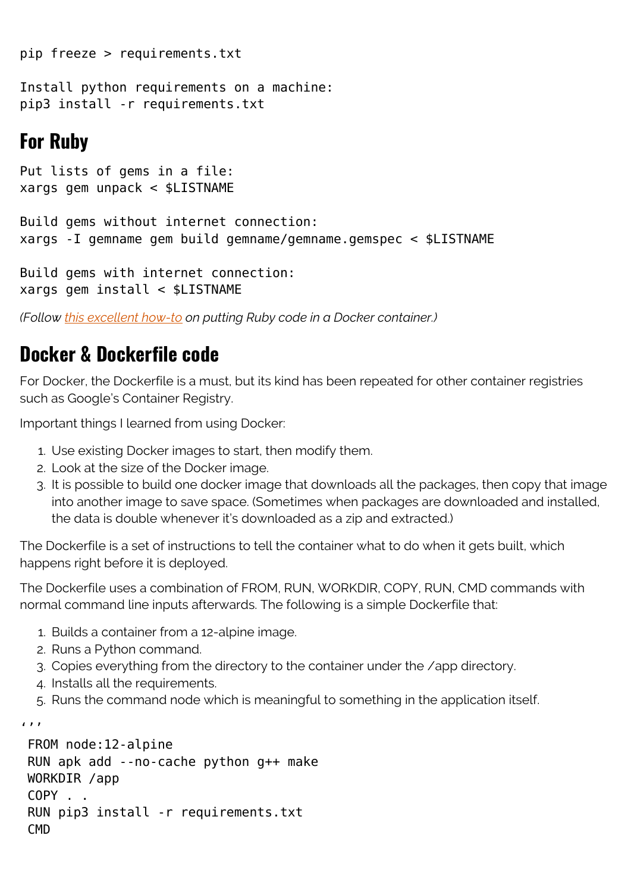```
pip freeze > requirements.txt

Install python requirements on a machine:
pip3 install -r requirements.txt
```

## For Ruby

```
Put lists of gems in a file:
xargs gem unpack < $LISTNAME

Build gems without internet connection:
xargs -I gemname gem build gemname/gemname.gemspec < $LISTNAME

Build gems with internet connection:
xargs gem install < $LISTNAME
```

*(Follow this excellent how-to on putting Ruby code in a Docker container.)*

## Docker & Dockerfile code

For Docker, the Dockerfile is a must, but its kind has been repeated for other container registries such as Google's Container Registry.

Important things I learned from using Docker:

1. Use existing Docker images to start, then modify them.
2. Look at the size of the Docker image.
3. It is possible to build one docker image that downloads all the packages, then copy that image into another image to save space. (Sometimes when packages are downloaded and installed, the data is double whenever it's downloaded as a zip and extracted.)

The Dockerfile is a set of instructions to tell the container what to do when it gets built, which happens right before it is deployed.

The Dockerfile uses a combination of FROM, RUN, WORKDIR, COPY, RUN, CMD commands with normal command line inputs afterwards. The following is a simple Dockerfile that:

1. Builds a container from a 12-alpine image.
2. Runs a Python command.
3. Copies everything from the directory to the container under the /app directory.
4. Installs all the requirements.
5. Runs the command node which is meaningful to something in the application itself.

'''

```
FROM node:12-alpine
RUN apk add --no-cache python g++ make
WORKDIR /app
COPY . .
RUN pip3 install -r requirements.txt
CMD
```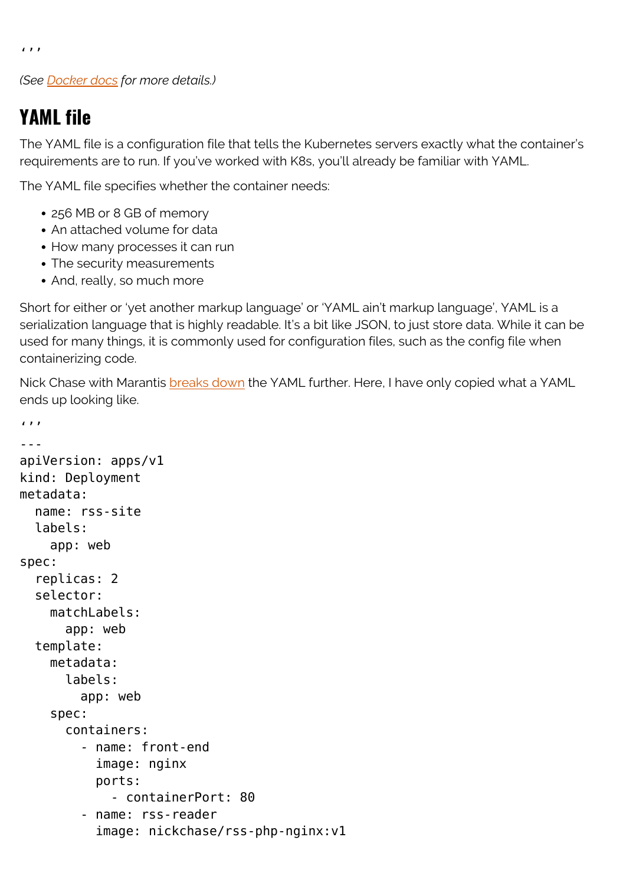'''

*(See [Docker docs](#) for more details.)*

## YAML file

The YAML file is a configuration file that tells the Kubernetes servers exactly what the container's requirements are to run. If you've worked with K8s, you'll already be familiar with YAML.

The YAML file specifies whether the container needs:

- 256 MB or 8 GB of memory
- An attached volume for data
- How many processes it can run
- The security measurements
- And, really, so much more

Short for either or 'yet another markup language' or 'YAML ain't markup language', YAML is a serialization language that is highly readable. It's a bit like JSON, to just store data. While it can be used for many things, it is commonly used for configuration files, such as the config file when containerizing code.

Nick Chase with Marantis [breaks down](#) the YAML further. Here, I have only copied what a YAML ends up looking like.

'''

```
---
apiVersion: apps/v1
kind: Deployment
metadata:
  name: rss-site
  labels:
    app: web
spec:
  replicas: 2
  selector:
    matchLabels:
      app: web
  template:
    metadata:
      labels:
        app: web
    spec:
      containers:
        - name: front-end
          image: nginx
          ports:
            - containerPort: 80
        - name: rss-reader
          image: nickchase/rss-php-nginx:v1
```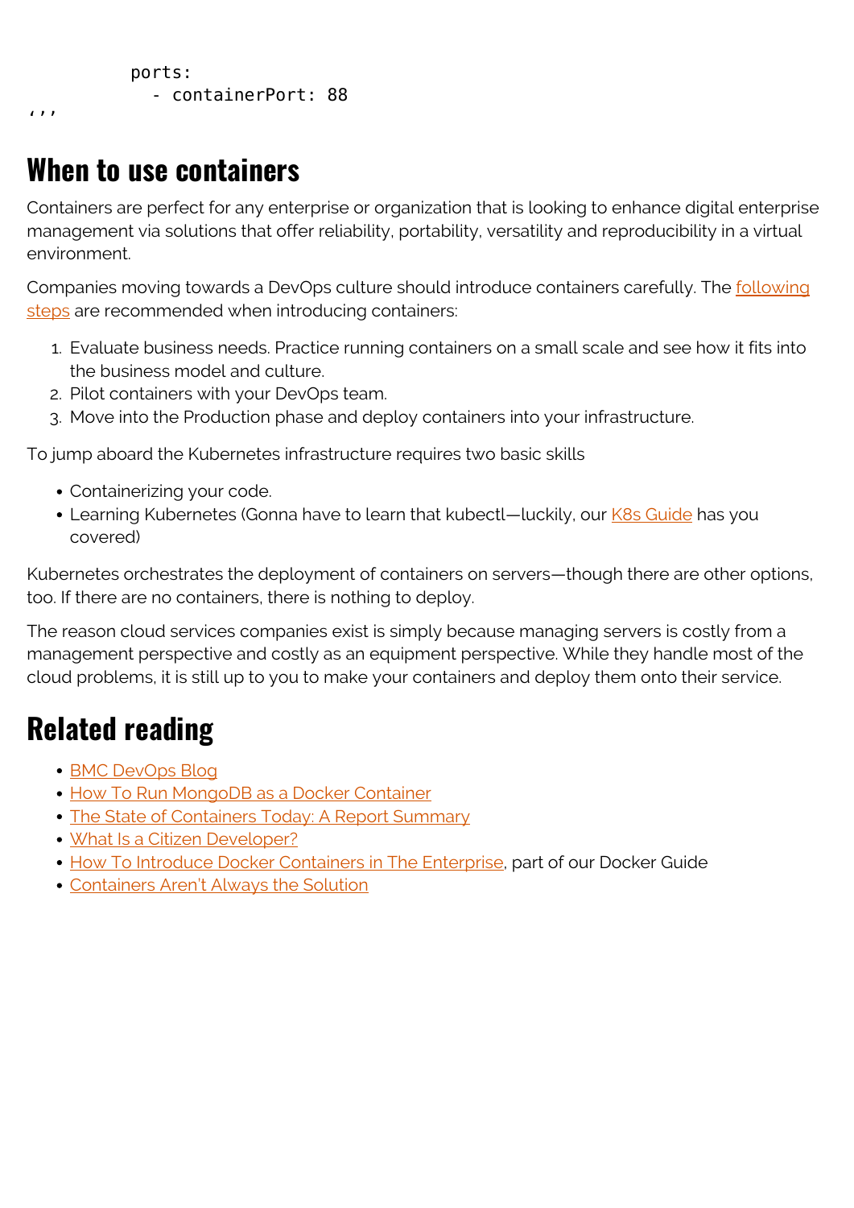```
        ports:
          - containerPort: 88
```

## When to use containers

Containers are perfect for any enterprise or organization that is looking to enhance digital enterprise management via solutions that offer reliability, portability, versatility and reproducibility in a virtual environment.

Companies moving towards a DevOps culture should introduce containers carefully. The following steps are recommended when introducing containers:

1. Evaluate business needs. Practice running containers on a small scale and see how it fits into the business model and culture.
2. Pilot containers with your DevOps team.
3. Move into the Production phase and deploy containers into your infrastructure.

To jump aboard the Kubernetes infrastructure requires two basic skills

- Containerizing your code.
- Learning Kubernetes (Gonna have to learn that kubectl—luckily, our K8s Guide has you covered)

Kubernetes orchestrates the deployment of containers on servers—though there are other options, too. If there are no containers, there is nothing to deploy.

The reason cloud services companies exist is simply because managing servers is costly from a management perspective and costly as an equipment perspective. While they handle most of the cloud problems, it is still up to you to make your containers and deploy them onto their service.

## Related reading

- BMC DevOps Blog
- How To Run MongoDB as a Docker Container
- The State of Containers Today: A Report Summary
- What Is a Citizen Developer?
- How To Introduce Docker Containers in The Enterprise, part of our Docker Guide
- Containers Aren't Always the Solution